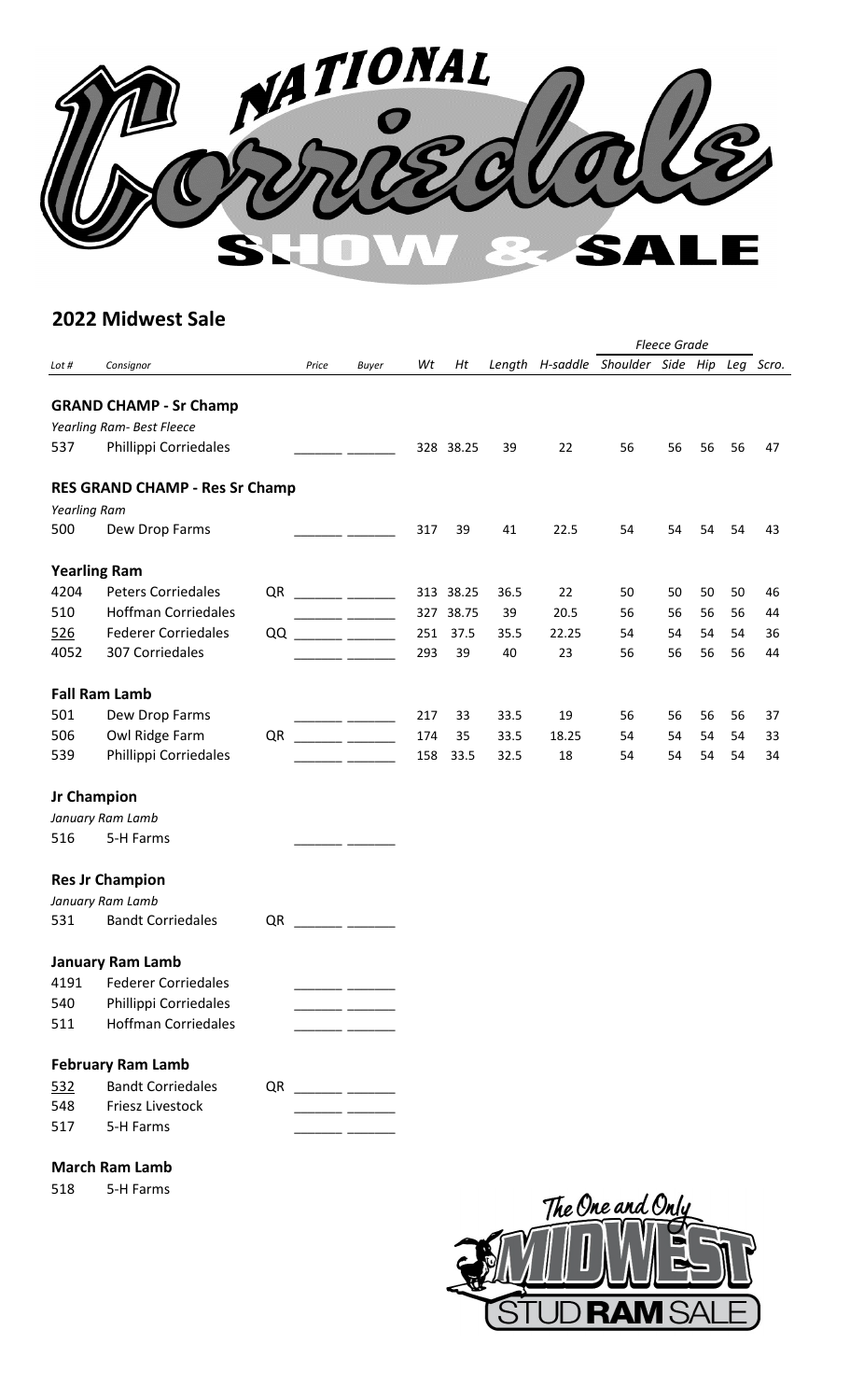# NATIONAL Corriedale SHOW & SALE

## 2022 Midwest Sale

| Lot # | Consignor | | Price | Buyer | Wt | Ht | Length | H-saddle | Fleece Grade Shoulder | Side | Hip | Leg | Scro. |
|---|---|---|---|---|---|---|---|---|---|---|---|---|---|
| **GRAND CHAMP - Sr Champ** | | | | | | | | | | | | | |
| *Yearling Ram- Best Fleece* | | | | | | | | | | | | | |
| 537 | Phillippi Corriedales | | ______ | ______ | 328 | 38.25 | 39 | 22 | 56 | 56 | 56 | 56 | 47 |
| **RES GRAND CHAMP - Res Sr Champ** | | | | | | | | | | | | | |
| *Yearling Ram* | | | | | | | | | | | | | |
| 500 | Dew Drop Farms | | ______ | ______ | 317 | 39 | 41 | 22.5 | 54 | 54 | 54 | 54 | 43 |
| **Yearling Ram** | | | | | | | | | | | | | |
| 4204 | Peters Corriedales | QR | ______ | ______ | 313 | 38.25 | 36.5 | 22 | 50 | 50 | 50 | 50 | 46 |
| 510 | Hoffman Corriedales | | ______ | ______ | 327 | 38.75 | 39 | 20.5 | 56 | 56 | 56 | 56 | 44 |
| 526 | Federer Corriedales | QQ | ______ | ______ | 251 | 37.5 | 35.5 | 22.25 | 54 | 54 | 54 | 54 | 36 |
| 4052 | 307 Corriedales | | ______ | ______ | 293 | 39 | 40 | 23 | 56 | 56 | 56 | 56 | 44 |
| **Fall Ram Lamb** | | | | | | | | | | | | | |
| 501 | Dew Drop Farms | | ______ | ______ | 217 | 33 | 33.5 | 19 | 56 | 56 | 56 | 56 | 37 |
| 506 | Owl Ridge Farm | QR | ______ | ______ | 174 | 35 | 33.5 | 18.25 | 54 | 54 | 54 | 54 | 33 |
| 539 | Phillippi Corriedales | | ______ | ______ | 158 | 33.5 | 32.5 | 18 | 54 | 54 | 54 | 54 | 34 |
| **Jr Champion** | | | | | | | | | | | | | |
| *January Ram Lamb* | | | | | | | | | | | | | |
| 516 | 5-H Farms | | ______ | ______ | | | | | | | | | |
| **Res Jr Champion** | | | | | | | | | | | | | |
| *January Ram Lamb* | | | | | | | | | | | | | |
| 531 | Bandt Corriedales | QR | ______ | ______ | | | | | | | | | |
| **January Ram Lamb** | | | | | | | | | | | | | |
| 4191 | Federer Corriedales | | ______ | ______ | | | | | | | | | |
| 540 | Phillippi Corriedales | | ______ | ______ | | | | | | | | | |
| 511 | Hoffman Corriedales | | ______ | ______ | | | | | | | | | |
| **February Ram Lamb** | | | | | | | | | | | | | |
| 532 | Bandt Corriedales | QR | ______ | ______ | | | | | | | | | |
| 548 | Friesz Livestock | | ______ | ______ | | | | | | | | | |
| 517 | 5-H Farms | | ______ | ______ | | | | | | | | | |
| **March Ram Lamb** | | | | | | | | | | | | | |
| 518 | 5-H Farms | | | | | | | | | | | | |

The One and Only MIDWEST STUD RAM SALE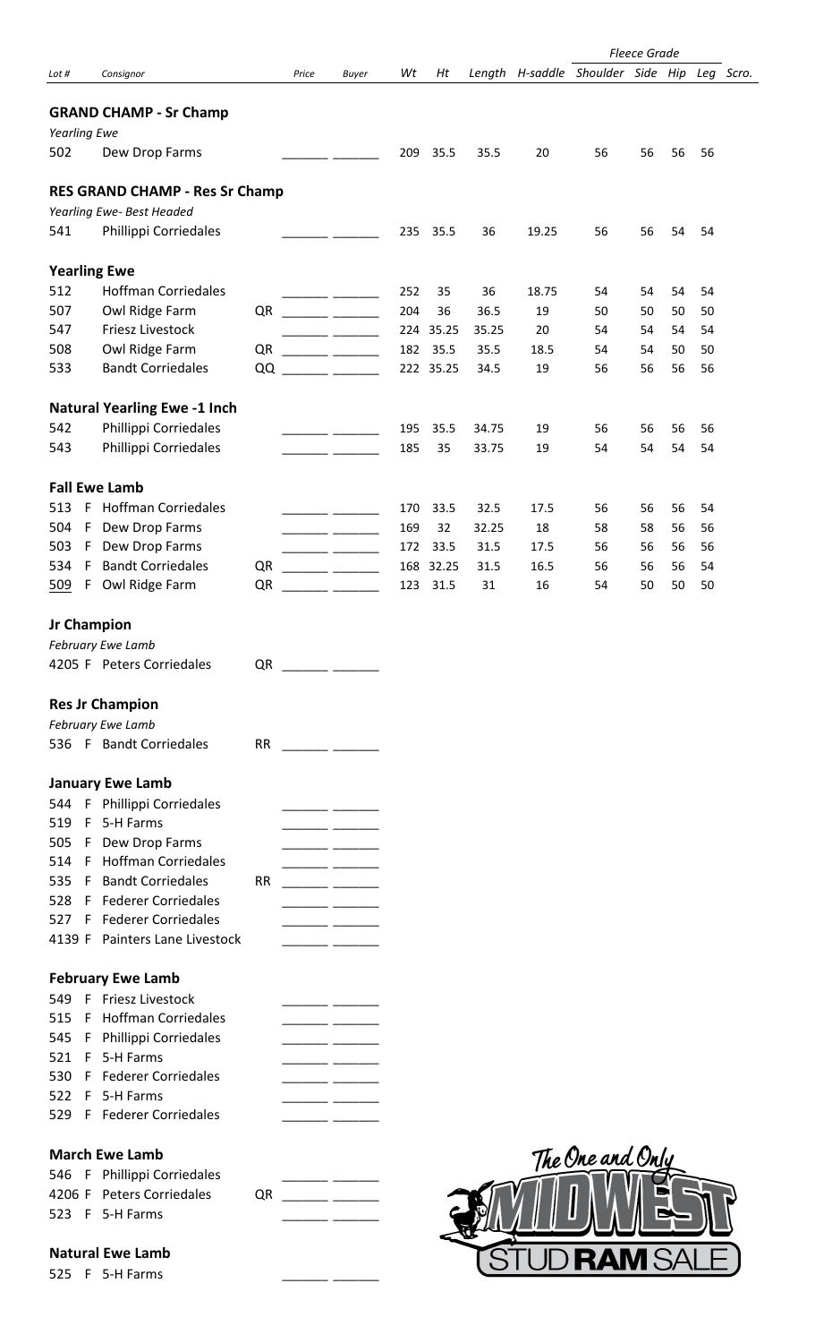| Lot # | Consignor | | Price | Buyer | Wt | Ht | Length | H-saddle | Fleece Grade Shoulder | Side | Hip | Leg | Scro. |
|---|---|---|---|---|---|---|---|---|---|---|---|---|---|
| **GRAND CHAMP - Sr Champ** | | | | | | | | | | | | | |
| *Yearling Ewe* | | | | | | | | | | | | | |
| 502 | Dew Drop Farms | | ______ | ______ | 209 | 35.5 | 35.5 | 20 | 56 | 56 | 56 | 56 | |
| **RES GRAND CHAMP - Res Sr Champ** | | | | | | | | | | | | | |
| *Yearling Ewe- Best Headed* | | | | | | | | | | | | | |
| 541 | Phillippi Corriedales | | ______ | ______ | 235 | 35.5 | 36 | 19.25 | 56 | 56 | 54 | 54 | |
| **Yearling Ewe** | | | | | | | | | | | | | |
| 512 | Hoffman Corriedales | | ______ | ______ | 252 | 35 | 36 | 18.75 | 54 | 54 | 54 | 54 | |
| 507 | Owl Ridge Farm | QR | ______ | ______ | 204 | 36 | 36.5 | 19 | 50 | 50 | 50 | 50 | |
| 547 | Friesz Livestock | | ______ | ______ | 224 | 35.25 | 35.25 | 20 | 54 | 54 | 54 | 54 | |
| 508 | Owl Ridge Farm | QR | ______ | ______ | 182 | 35.5 | 35.5 | 18.5 | 54 | 54 | 50 | 50 | |
| 533 | Bandt Corriedales | QQ | ______ | ______ | 222 | 35.25 | 34.5 | 19 | 56 | 56 | 56 | 56 | |
| **Natural Yearling Ewe -1 Inch** | | | | | | | | | | | | | |
| 542 | Phillippi Corriedales | | ______ | ______ | 195 | 35.5 | 34.75 | 19 | 56 | 56 | 56 | 56 | |
| 543 | Phillippi Corriedales | | ______ | ______ | 185 | 35 | 33.75 | 19 | 54 | 54 | 54 | 54 | |
| **Fall Ewe Lamb** | | | | | | | | | | | | | |
| 513 F | Hoffman Corriedales | | ______ | ______ | 170 | 33.5 | 32.5 | 17.5 | 56 | 56 | 56 | 54 | |
| 504 F | Dew Drop Farms | | ______ | ______ | 169 | 32 | 32.25 | 18 | 58 | 58 | 56 | 56 | |
| 503 F | Dew Drop Farms | | ______ | ______ | 172 | 33.5 | 31.5 | 17.5 | 56 | 56 | 56 | 56 | |
| 534 F | Bandt Corriedales | QR | ______ | ______ | 168 | 32.25 | 31.5 | 16.5 | 56 | 56 | 56 | 54 | |
| 509 F | Owl Ridge Farm | QR | ______ | ______ | 123 | 31.5 | 31 | 16 | 54 | 50 | 50 | 50 | |
| **Jr Champion** | | | | | | | | | | | | | |
| *February Ewe Lamb* | | | | | | | | | | | | | |
| 4205 F | Peters Corriedales | QR | ______ | ______ | | | | | | | | | |
| **Res Jr Champion** | | | | | | | | | | | | | |
| *February Ewe Lamb* | | | | | | | | | | | | | |
| 536 F | Bandt Corriedales | RR | ______ | ______ | | | | | | | | | |
| **January Ewe Lamb** | | | | | | | | | | | | | |
| 544 F | Phillippi Corriedales | | ______ | ______ | | | | | | | | | |
| 519 F | 5-H Farms | | ______ | ______ | | | | | | | | | |
| 505 F | Dew Drop Farms | | ______ | ______ | | | | | | | | | |
| 514 F | Hoffman Corriedales | | ______ | ______ | | | | | | | | | |
| 535 F | Bandt Corriedales | RR | ______ | ______ | | | | | | | | | |
| 528 F | Federer Corriedales | | ______ | ______ | | | | | | | | | |
| 527 F | Federer Corriedales | | ______ | ______ | | | | | | | | | |
| 4139 F | Painters Lane Livestock | | ______ | ______ | | | | | | | | | |
| **February Ewe Lamb** | | | | | | | | | | | | | |
| 549 F | Friesz Livestock | | ______ | ______ | | | | | | | | | |
| 515 F | Hoffman Corriedales | | ______ | ______ | | | | | | | | | |
| 545 F | Phillippi Corriedales | | ______ | ______ | | | | | | | | | |
| 521 F | 5-H Farms | | ______ | ______ | | | | | | | | | |
| 530 F | Federer Corriedales | | ______ | ______ | | | | | | | | | |
| 522 F | 5-H Farms | | ______ | ______ | | | | | | | | | |
| 529 F | Federer Corriedales | | ______ | ______ | | | | | | | | | |
| **March Ewe Lamb** | | | | | | | | | | | | | |
| 546 F | Phillippi Corriedales | | ______ | ______ | | | | | | | | | |
| 4206 F | Peters Corriedales | QR | ______ | ______ | | | | | | | | | |
| 523 F | 5-H Farms | | ______ | ______ | | | | | | | | | |
| **Natural Ewe Lamb** | | | | | | | | | | | | | |
| 525 F | 5-H Farms | | ______ | ______ | | | | | | | | | |

The One and Only MIDWEST STUD RAM SALE